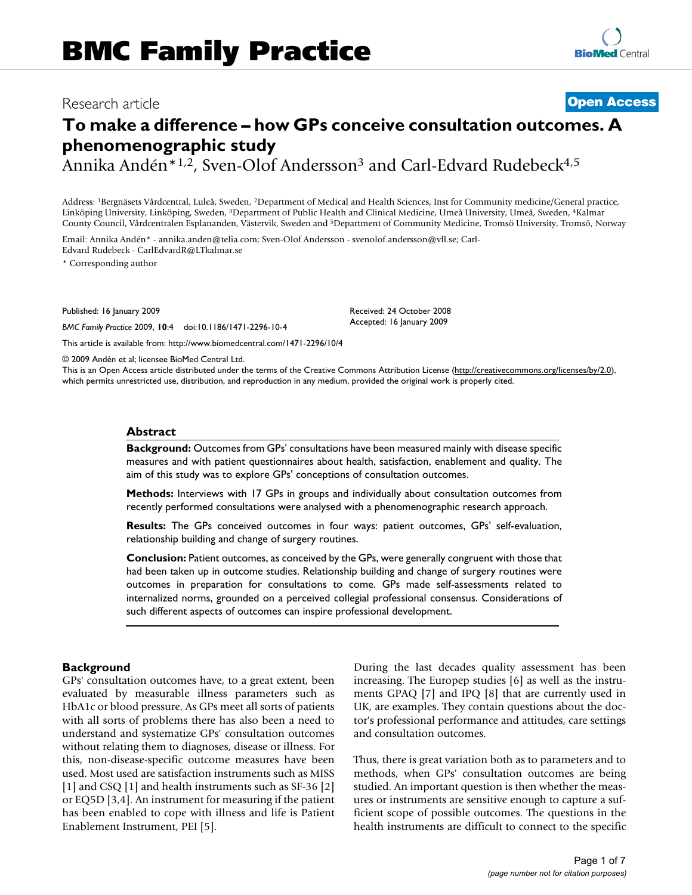Research article

**Open Access**

# To make a difference – how GPs conceive consultation outcomes. A phenomenographic study

Annika Andén*[1,2], Sven-Olof Andersson[3] and Carl-Edvard Rudebeck[4,5]

Address: [1]Bergnäsets Vårdcentral, Luleå, Sweden, [2]Department of Medical and Health Sciences, Inst for Community medicine/General practice, Linköping University, Linköping, Sweden, [3]Department of Public Health and Clinical Medicine, Umeå University, Umeå, Sweden, [4]Kalmar County Council, Vårdcentralen Esplananden, Västervik, Sweden and [5]Department of Community Medicine, Tromsö University, Tromsö, Norway

Email: Annika Andén* - annika.anden@telia.com; Sven-Olof Andersson - svenolof.andersson@vll.se; Carl-Edvard Rudebeck - CarlEdvardR@LTkalmar.se

\* Corresponding author

Published: 16 January 2009

*BMC Family Practice* 2009, **10**:4 doi:10.1186/1471-2296-10-4

Received: 24 October 2008
Accepted: 16 January 2009

This article is available from: http://www.biomedcentral.com/1471-2296/10/4

© 2009 Andén et al; licensee BioMed Central Ltd.
This is an Open Access article distributed under the terms of the Creative Commons Attribution License (http://creativecommons.org/licenses/by/2.0), which permits unrestricted use, distribution, and reproduction in any medium, provided the original work is properly cited.

## Abstract

**Background:** Outcomes from GPs' consultations have been measured mainly with disease specific measures and with patient questionnaires about health, satisfaction, enablement and quality. The aim of this study was to explore GPs' conceptions of consultation outcomes.

**Methods:** Interviews with 17 GPs in groups and individually about consultation outcomes from recently performed consultations were analysed with a phenomenographic research approach.

**Results:** The GPs conceived outcomes in four ways: patient outcomes, GPs' self-evaluation, relationship building and change of surgery routines.

**Conclusion:** Patient outcomes, as conceived by the GPs, were generally congruent with those that had been taken up in outcome studies. Relationship building and change of surgery routines were outcomes in preparation for consultations to come. GPs made self-assessments related to internalized norms, grounded on a perceived collegial professional consensus. Considerations of such different aspects of outcomes can inspire professional development.

## Background

GPs' consultation outcomes have, to a great extent, been evaluated by measurable illness parameters such as HbA1c or blood pressure. As GPs meet all sorts of patients with all sorts of problems there has also been a need to understand and systematize GPs' consultation outcomes without relating them to diagnoses, disease or illness. For this, non-disease-specific outcome measures have been used. Most used are satisfaction instruments such as MISS [1] and CSQ [1] and health instruments such as SF-36 [2] or EQ5D [3,4]. An instrument for measuring if the patient has been enabled to cope with illness and life is Patient Enablement Instrument, PEI [5].

During the last decades quality assessment has been increasing. The Europep studies [6] as well as the instruments GPAQ [7] and IPQ [8] that are currently used in UK, are examples. They contain questions about the doctor's professional performance and attitudes, care settings and consultation outcomes.

Thus, there is great variation both as to parameters and to methods, when GPs' consultation outcomes are being studied. An important question is then whether the measures or instruments are sensitive enough to capture a sufficient scope of possible outcomes. The questions in the health instruments are difficult to connect to the specific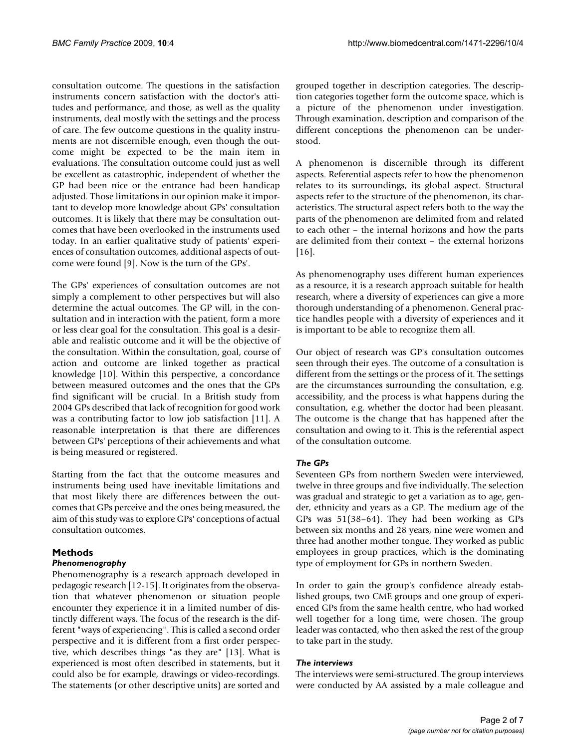consultation outcome. The questions in the satisfaction instruments concern satisfaction with the doctor's attitudes and performance, and those, as well as the quality instruments, deal mostly with the settings and the process of care. The few outcome questions in the quality instruments are not discernible enough, even though the outcome might be expected to be the main item in evaluations. The consultation outcome could just as well be excellent as catastrophic, independent of whether the GP had been nice or the entrance had been handicap adjusted. Those limitations in our opinion make it important to develop more knowledge about GPs' consultation outcomes. It is likely that there may be consultation outcomes that have been overlooked in the instruments used today. In an earlier qualitative study of patients' experiences of consultation outcomes, additional aspects of outcome were found [9]. Now is the turn of the GPs'.

The GPs' experiences of consultation outcomes are not simply a complement to other perspectives but will also determine the actual outcomes. The GP will, in the consultation and in interaction with the patient, form a more or less clear goal for the consultation. This goal is a desirable and realistic outcome and it will be the objective of the consultation. Within the consultation, goal, course of action and outcome are linked together as practical knowledge [10]. Within this perspective, a concordance between measured outcomes and the ones that the GPs find significant will be crucial. In a British study from 2004 GPs described that lack of recognition for good work was a contributing factor to low job satisfaction [11]. A reasonable interpretation is that there are differences between GPs' perceptions of their achievements and what is being measured or registered.

Starting from the fact that the outcome measures and instruments being used have inevitable limitations and that most likely there are differences between the outcomes that GPs perceive and the ones being measured, the aim of this study was to explore GPs' conceptions of actual consultation outcomes.

## Methods

### *Phenomenography*

Phenomenography is a research approach developed in pedagogic research [12-15]. It originates from the observation that whatever phenomenon or situation people encounter they experience it in a limited number of distinctly different ways. The focus of the research is the different "ways of experiencing". This is called a second order perspective and it is different from a first order perspective, which describes things "as they are" [13]. What is experienced is most often described in statements, but it could also be for example, drawings or video-recordings. The statements (or other descriptive units) are sorted and grouped together in description categories. The description categories together form the outcome space, which is a picture of the phenomenon under investigation. Through examination, description and comparison of the different conceptions the phenomenon can be understood.

A phenomenon is discernible through its different aspects. Referential aspects refer to how the phenomenon relates to its surroundings, its global aspect. Structural aspects refer to the structure of the phenomenon, its characteristics. The structural aspect refers both to the way the parts of the phenomenon are delimited from and related to each other – the internal horizons and how the parts are delimited from their context – the external horizons [16].

As phenomenography uses different human experiences as a resource, it is a research approach suitable for health research, where a diversity of experiences can give a more thorough understanding of a phenomenon. General practice handles people with a diversity of experiences and it is important to be able to recognize them all.

Our object of research was GP's consultation outcomes seen through their eyes. The outcome of a consultation is different from the settings or the process of it. The settings are the circumstances surrounding the consultation, e.g. accessibility, and the process is what happens during the consultation, e.g. whether the doctor had been pleasant. The outcome is the change that has happened after the consultation and owing to it. This is the referential aspect of the consultation outcome.

### *The GPs*

Seventeen GPs from northern Sweden were interviewed, twelve in three groups and five individually. The selection was gradual and strategic to get a variation as to age, gender, ethnicity and years as a GP. The medium age of the GPs was 51(38–64). They had been working as GPs between six months and 28 years, nine were women and three had another mother tongue. They worked as public employees in group practices, which is the dominating type of employment for GPs in northern Sweden.

In order to gain the group's confidence already established groups, two CME groups and one group of experienced GPs from the same health centre, who had worked well together for a long time, were chosen. The group leader was contacted, who then asked the rest of the group to take part in the study.

### *The interviews*

The interviews were semi-structured. The group interviews were conducted by AA assisted by a male colleague and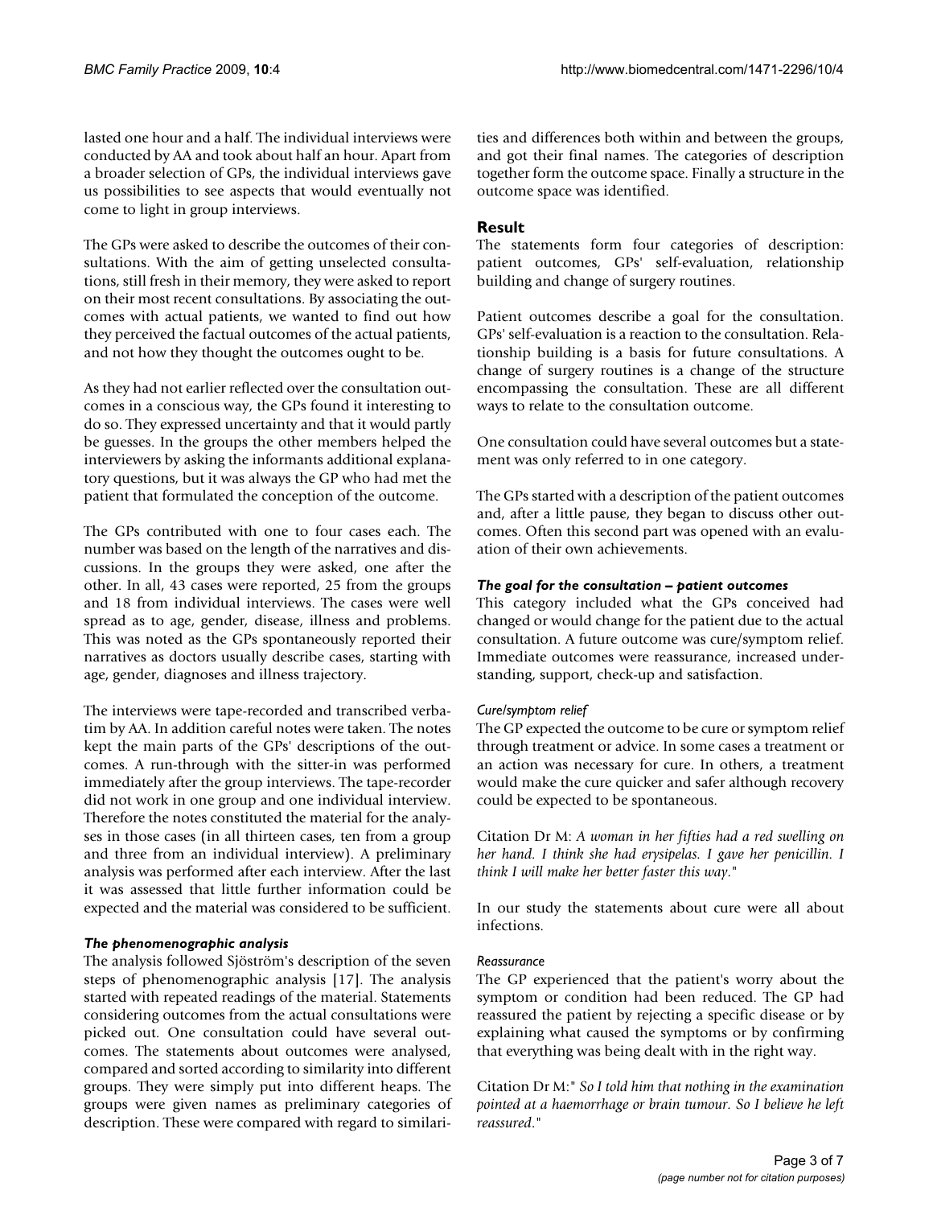lasted one hour and a half. The individual interviews were conducted by AA and took about half an hour. Apart from a broader selection of GPs, the individual interviews gave us possibilities to see aspects that would eventually not come to light in group interviews.

The GPs were asked to describe the outcomes of their consultations. With the aim of getting unselected consultations, still fresh in their memory, they were asked to report on their most recent consultations. By associating the outcomes with actual patients, we wanted to find out how they perceived the factual outcomes of the actual patients, and not how they thought the outcomes ought to be.

As they had not earlier reflected over the consultation outcomes in a conscious way, the GPs found it interesting to do so. They expressed uncertainty and that it would partly be guesses. In the groups the other members helped the interviewers by asking the informants additional explanatory questions, but it was always the GP who had met the patient that formulated the conception of the outcome.

The GPs contributed with one to four cases each. The number was based on the length of the narratives and discussions. In the groups they were asked, one after the other. In all, 43 cases were reported, 25 from the groups and 18 from individual interviews. The cases were well spread as to age, gender, disease, illness and problems. This was noted as the GPs spontaneously reported their narratives as doctors usually describe cases, starting with age, gender, diagnoses and illness trajectory.

The interviews were tape-recorded and transcribed verbatim by AA. In addition careful notes were taken. The notes kept the main parts of the GPs' descriptions of the outcomes. A run-through with the sitter-in was performed immediately after the group interviews. The tape-recorder did not work in one group and one individual interview. Therefore the notes constituted the material for the analyses in those cases (in all thirteen cases, ten from a group and three from an individual interview). A preliminary analysis was performed after each interview. After the last it was assessed that little further information could be expected and the material was considered to be sufficient.

### *The phenomenographic analysis*

The analysis followed Sjöström's description of the seven steps of phenomenographic analysis [17]. The analysis started with repeated readings of the material. Statements considering outcomes from the actual consultations were picked out. One consultation could have several outcomes. The statements about outcomes were analysed, compared and sorted according to similarity into different groups. They were simply put into different heaps. The groups were given names as preliminary categories of description. These were compared with regard to similarities and differences both within and between the groups, and got their final names. The categories of description together form the outcome space. Finally a structure in the outcome space was identified.

## Result

The statements form four categories of description: patient outcomes, GPs' self-evaluation, relationship building and change of surgery routines.

Patient outcomes describe a goal for the consultation. GPs' self-evaluation is a reaction to the consultation. Relationship building is a basis for future consultations. A change of surgery routines is a change of the structure encompassing the consultation. These are all different ways to relate to the consultation outcome.

One consultation could have several outcomes but a statement was only referred to in one category.

The GPs started with a description of the patient outcomes and, after a little pause, they began to discuss other outcomes. Often this second part was opened with an evaluation of their own achievements.

### *The goal for the consultation – patient outcomes*

This category included what the GPs conceived had changed or would change for the patient due to the actual consultation. A future outcome was cure/symptom relief. Immediate outcomes were reassurance, increased understanding, support, check-up and satisfaction.

#### *Cure/symptom relief*

The GP expected the outcome to be cure or symptom relief through treatment or advice. In some cases a treatment or an action was necessary for cure. In others, a treatment would make the cure quicker and safer although recovery could be expected to be spontaneous.

Citation Dr M: *A woman in her fifties had a red swelling on her hand. I think she had erysipelas. I gave her penicillin. I think I will make her better faster this way*."

In our study the statements about cure were all about infections.

#### *Reassurance*

The GP experienced that the patient's worry about the symptom or condition had been reduced. The GP had reassured the patient by rejecting a specific disease or by explaining what caused the symptoms or by confirming that everything was being dealt with in the right way.

Citation Dr M:" *So I told him that nothing in the examination pointed at a haemorrhage or brain tumour. So I believe he left reassured*."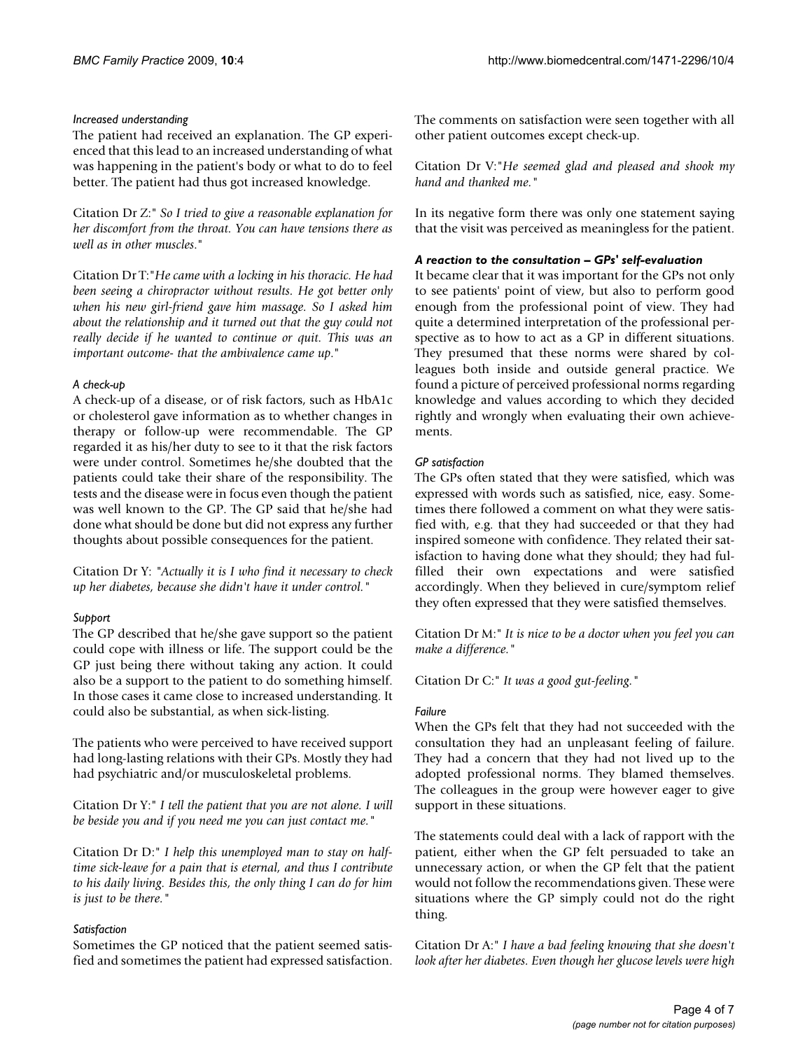#### *Increased understanding*

The patient had received an explanation. The GP experienced that this lead to an increased understanding of what was happening in the patient's body or what to do to feel better. The patient had thus got increased knowledge.

Citation Dr Z:" *So I tried to give a reasonable explanation for her discomfort from the throat. You can have tensions there as well as in other muscles.*"

Citation Dr T:"*He came with a locking in his thoracic. He had been seeing a chiropractor without results. He got better only when his new girl-friend gave him massage. So I asked him about the relationship and it turned out that the guy could not really decide if he wanted to continue or quit. This was an important outcome- that the ambivalence came up.*"

#### *A check-up*

A check-up of a disease, or of risk factors, such as HbA1c or cholesterol gave information as to whether changes in therapy or follow-up were recommendable. The GP regarded it as his/her duty to see to it that the risk factors were under control. Sometimes he/she doubted that the patients could take their share of the responsibility. The tests and the disease were in focus even though the patient was well known to the GP. The GP said that he/she had done what should be done but did not express any further thoughts about possible consequences for the patient.

Citation Dr Y: "*Actually it is I who find it necessary to check up her diabetes, because she didn't have it under control.*"

#### *Support*

The GP described that he/she gave support so the patient could cope with illness or life. The support could be the GP just being there without taking any action. It could also be a support to the patient to do something himself. In those cases it came close to increased understanding. It could also be substantial, as when sick-listing.

The patients who were perceived to have received support had long-lasting relations with their GPs. Mostly they had had psychiatric and/or musculoskeletal problems.

Citation Dr Y:" *I tell the patient that you are not alone. I will be beside you and if you need me you can just contact me.*"

Citation Dr D:" *I help this unemployed man to stay on half-time sick-leave for a pain that is eternal, and thus I contribute to his daily living. Besides this, the only thing I can do for him is just to be there.*"

#### *Satisfaction*

Sometimes the GP noticed that the patient seemed satisfied and sometimes the patient had expressed satisfaction. The comments on satisfaction were seen together with all other patient outcomes except check-up.

Citation Dr V:"*He seemed glad and pleased and shook my hand and thanked me.*"

In its negative form there was only one statement saying that the visit was perceived as meaningless for the patient.

### *A reaction to the consultation – GPs' self-evaluation*

It became clear that it was important for the GPs not only to see patients' point of view, but also to perform good enough from the professional point of view. They had quite a determined interpretation of the professional perspective as to how to act as a GP in different situations. They presumed that these norms were shared by colleagues both inside and outside general practice. We found a picture of perceived professional norms regarding knowledge and values according to which they decided rightly and wrongly when evaluating their own achievements.

#### *GP satisfaction*

The GPs often stated that they were satisfied, which was expressed with words such as satisfied, nice, easy. Sometimes there followed a comment on what they were satisfied with, e.g. that they had succeeded or that they had inspired someone with confidence. They related their satisfaction to having done what they should; they had fulfilled their own expectations and were satisfied accordingly. When they believed in cure/symptom relief they often expressed that they were satisfied themselves.

Citation Dr M:" *It is nice to be a doctor when you feel you can make a difference.*"

Citation Dr C:" *It was a good gut-feeling.*"

#### *Failure*

When the GPs felt that they had not succeeded with the consultation they had an unpleasant feeling of failure. They had a concern that they had not lived up to the adopted professional norms. They blamed themselves. The colleagues in the group were however eager to give support in these situations.

The statements could deal with a lack of rapport with the patient, either when the GP felt persuaded to take an unnecessary action, or when the GP felt that the patient would not follow the recommendations given. These were situations where the GP simply could not do the right thing.

Citation Dr A:" *I have a bad feeling knowing that she doesn't look after her diabetes. Even though her glucose levels were high*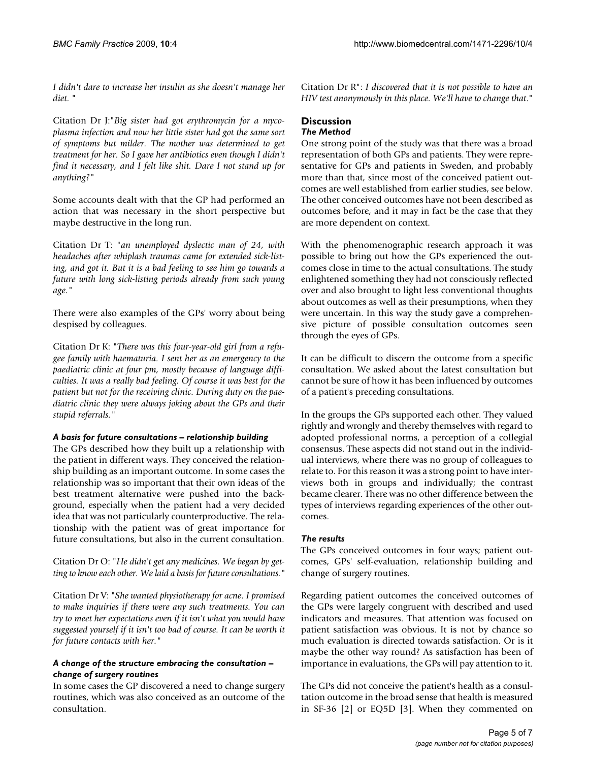*I didn't dare to increase her insulin as she doesn't manage her diet.* "

Citation Dr J:"*Big sister had got erythromycin for a mycoplasma infection and now her little sister had got the same sort of symptoms but milder. The mother was determined to get treatment for her. So I gave her antibiotics even though I didn't find it necessary, and I felt like shit. Dare I not stand up for anything?*"

Some accounts dealt with that the GP had performed an action that was necessary in the short perspective but maybe destructive in the long run.

Citation Dr T: "*an unemployed dyslectic man of 24, with headaches after whiplash traumas came for extended sick-listing, and got it. But it is a bad feeling to see him go towards a future with long sick-listing periods already from such young age.*"

There were also examples of the GPs' worry about being despised by colleagues.

Citation Dr K: "*There was this four-year-old girl from a refugee family with haematuria. I sent her as an emergency to the paediatric clinic at four pm, mostly because of language difficulties. It was a really bad feeling. Of course it was best for the patient but not for the receiving clinic. During duty on the paediatric clinic they were always joking about the GPs and their stupid referrals.*"

#### *A basis for future consultations – relationship building*

The GPs described how they built up a relationship with the patient in different ways. They conceived the relationship building as an important outcome. In some cases the relationship was so important that their own ideas of the best treatment alternative were pushed into the background, especially when the patient had a very decided idea that was not particularly counterproductive. The relationship with the patient was of great importance for future consultations, but also in the current consultation.

Citation Dr O: "*He didn't get any medicines. We began by getting to know each other. We laid a basis for future consultations.*"

Citation Dr V: "*She wanted physiotherapy for acne. I promised to make inquiries if there were any such treatments. You can try to meet her expectations even if it isn't what you would have suggested yourself if it isn't too bad of course. It can be worth it for future contacts with her.*"

#### *A change of the structure embracing the consultation – change of surgery routines*

In some cases the GP discovered a need to change surgery routines, which was also conceived as an outcome of the consultation.

Citation Dr R": *I discovered that it is not possible to have an HIV test anonymously in this place. We'll have to change that.*"

## Discussion

### *The Method*

One strong point of the study was that there was a broad representation of both GPs and patients. They were representative for GPs and patients in Sweden, and probably more than that, since most of the conceived patient outcomes are well established from earlier studies, see below. The other conceived outcomes have not been described as outcomes before, and it may in fact be the case that they are more dependent on context.

With the phenomenographic research approach it was possible to bring out how the GPs experienced the outcomes close in time to the actual consultations. The study enlightened something they had not consciously reflected over and also brought to light less conventional thoughts about outcomes as well as their presumptions, when they were uncertain. In this way the study gave a comprehensive picture of possible consultation outcomes seen through the eyes of GPs.

It can be difficult to discern the outcome from a specific consultation. We asked about the latest consultation but cannot be sure of how it has been influenced by outcomes of a patient's preceding consultations.

In the groups the GPs supported each other. They valued rightly and wrongly and thereby themselves with regard to adopted professional norms, a perception of a collegial consensus. These aspects did not stand out in the individual interviews, where there was no group of colleagues to relate to. For this reason it was a strong point to have interviews both in groups and individually; the contrast became clearer. There was no other difference between the types of interviews regarding experiences of the other outcomes.

### *The results*

The GPs conceived outcomes in four ways; patient outcomes, GPs' self-evaluation, relationship building and change of surgery routines.

Regarding patient outcomes the conceived outcomes of the GPs were largely congruent with described and used indicators and measures. That attention was focused on patient satisfaction was obvious. It is not by chance so much evaluation is directed towards satisfaction. Or is it maybe the other way round? As satisfaction has been of importance in evaluations, the GPs will pay attention to it.

The GPs did not conceive the patient's health as a consultation outcome in the broad sense that health is measured in SF-36 [2] or EQ5D [3]. When they commented on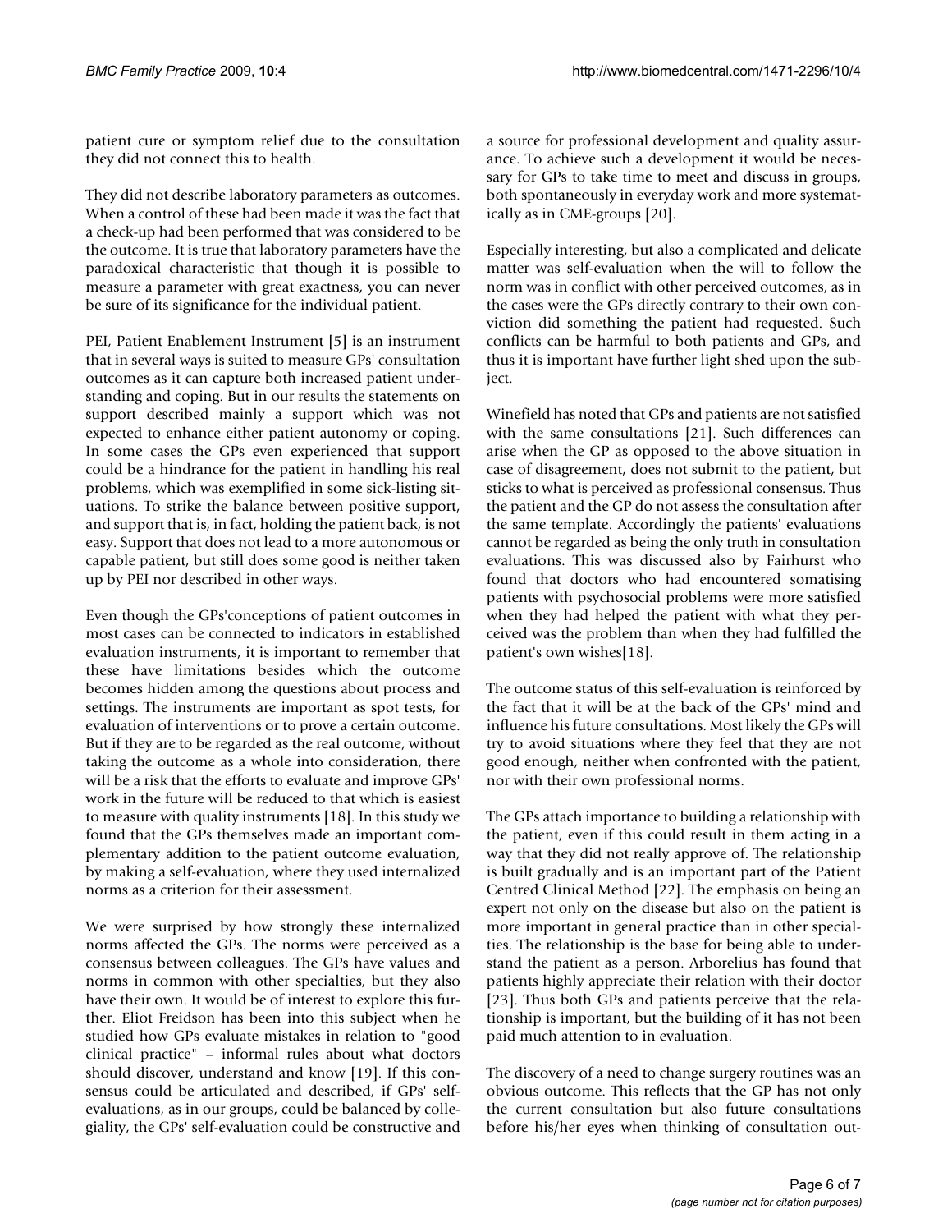patient cure or symptom relief due to the consultation they did not connect this to health.

They did not describe laboratory parameters as outcomes. When a control of these had been made it was the fact that a check-up had been performed that was considered to be the outcome. It is true that laboratory parameters have the paradoxical characteristic that though it is possible to measure a parameter with great exactness, you can never be sure of its significance for the individual patient.

PEI, Patient Enablement Instrument [5] is an instrument that in several ways is suited to measure GPs' consultation outcomes as it can capture both increased patient understanding and coping. But in our results the statements on support described mainly a support which was not expected to enhance either patient autonomy or coping. In some cases the GPs even experienced that support could be a hindrance for the patient in handling his real problems, which was exemplified in some sick-listing situations. To strike the balance between positive support, and support that is, in fact, holding the patient back, is not easy. Support that does not lead to a more autonomous or capable patient, but still does some good is neither taken up by PEI nor described in other ways.

Even though the GPs'conceptions of patient outcomes in most cases can be connected to indicators in established evaluation instruments, it is important to remember that these have limitations besides which the outcome becomes hidden among the questions about process and settings. The instruments are important as spot tests, for evaluation of interventions or to prove a certain outcome. But if they are to be regarded as the real outcome, without taking the outcome as a whole into consideration, there will be a risk that the efforts to evaluate and improve GPs' work in the future will be reduced to that which is easiest to measure with quality instruments [18]. In this study we found that the GPs themselves made an important complementary addition to the patient outcome evaluation, by making a self-evaluation, where they used internalized norms as a criterion for their assessment.

We were surprised by how strongly these internalized norms affected the GPs. The norms were perceived as a consensus between colleagues. The GPs have values and norms in common with other specialties, but they also have their own. It would be of interest to explore this further. Eliot Freidson has been into this subject when he studied how GPs evaluate mistakes in relation to "good clinical practice" – informal rules about what doctors should discover, understand and know [19]. If this consensus could be articulated and described, if GPs' self-evaluations, as in our groups, could be balanced by collegiality, the GPs' self-evaluation could be constructive and a source for professional development and quality assurance. To achieve such a development it would be necessary for GPs to take time to meet and discuss in groups, both spontaneously in everyday work and more systematically as in CME-groups [20].

Especially interesting, but also a complicated and delicate matter was self-evaluation when the will to follow the norm was in conflict with other perceived outcomes, as in the cases were the GPs directly contrary to their own conviction did something the patient had requested. Such conflicts can be harmful to both patients and GPs, and thus it is important have further light shed upon the subject.

Winefield has noted that GPs and patients are not satisfied with the same consultations [21]. Such differences can arise when the GP as opposed to the above situation in case of disagreement, does not submit to the patient, but sticks to what is perceived as professional consensus. Thus the patient and the GP do not assess the consultation after the same template. Accordingly the patients' evaluations cannot be regarded as being the only truth in consultation evaluations. This was discussed also by Fairhurst who found that doctors who had encountered somatising patients with psychosocial problems were more satisfied when they had helped the patient with what they perceived was the problem than when they had fulfilled the patient's own wishes[18].

The outcome status of this self-evaluation is reinforced by the fact that it will be at the back of the GPs' mind and influence his future consultations. Most likely the GPs will try to avoid situations where they feel that they are not good enough, neither when confronted with the patient, nor with their own professional norms.

The GPs attach importance to building a relationship with the patient, even if this could result in them acting in a way that they did not really approve of. The relationship is built gradually and is an important part of the Patient Centred Clinical Method [22]. The emphasis on being an expert not only on the disease but also on the patient is more important in general practice than in other specialties. The relationship is the base for being able to understand the patient as a person. Arborelius has found that patients highly appreciate their relation with their doctor [23]. Thus both GPs and patients perceive that the relationship is important, but the building of it has not been paid much attention to in evaluation.

The discovery of a need to change surgery routines was an obvious outcome. This reflects that the GP has not only the current consultation but also future consultations before his/her eyes when thinking of consultation out-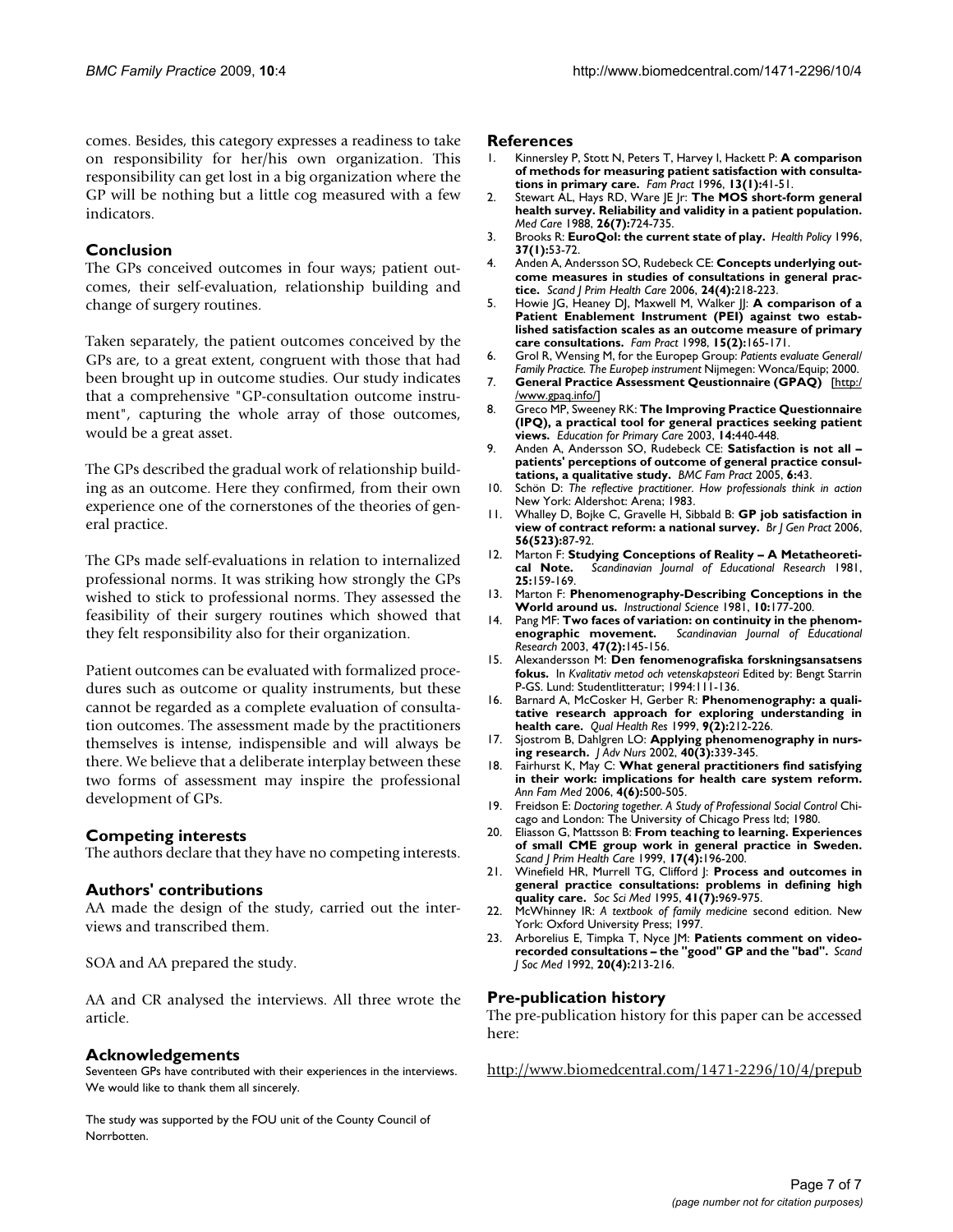comes. Besides, this category expresses a readiness to take on responsibility for her/his own organization. This responsibility can get lost in a big organization where the GP will be nothing but a little cog measured with a few indicators.

## Conclusion

The GPs conceived outcomes in four ways; patient outcomes, their self-evaluation, relationship building and change of surgery routines.

Taken separately, the patient outcomes conceived by the GPs are, to a great extent, congruent with those that had been brought up in outcome studies. Our study indicates that a comprehensive "GP-consultation outcome instrument", capturing the whole array of those outcomes, would be a great asset.

The GPs described the gradual work of relationship building as an outcome. Here they confirmed, from their own experience one of the cornerstones of the theories of general practice.

The GPs made self-evaluations in relation to internalized professional norms. It was striking how strongly the GPs wished to stick to professional norms. They assessed the feasibility of their surgery routines which showed that they felt responsibility also for their organization.

Patient outcomes can be evaluated with formalized procedures such as outcome or quality instruments, but these cannot be regarded as a complete evaluation of consultation outcomes. The assessment made by the practitioners themselves is intense, indispensible and will always be there. We believe that a deliberate interplay between these two forms of assessment may inspire the professional development of GPs.

## Competing interests

The authors declare that they have no competing interests.

## Authors' contributions

AA made the design of the study, carried out the interviews and transcribed them.

SOA and AA prepared the study.

AA and CR analysed the interviews. All three wrote the article.

## Acknowledgements

Seventeen GPs have contributed with their experiences in the interviews. We would like to thank them all sincerely.

The study was supported by the FOU unit of the County Council of Norrbotten.

## References

1. Kinnersley P, Stott N, Peters T, Harvey I, Hackett P: **A comparison of methods for measuring patient satisfaction with consultations in primary care.** *Fam Pract* 1996, **13(1):**41-51.
2. Stewart AL, Hays RD, Ware JE Jr: **The MOS short-form general health survey. Reliability and validity in a patient population.** *Med Care* 1988, **26(7):**724-735.
3. Brooks R: **EuroQol: the current state of play.** *Health Policy* 1996, **37(1):**53-72.
4. Anden A, Andersson SO, Rudebeck CE: **Concepts underlying outcome measures in studies of consultations in general practice.** *Scand J Prim Health Care* 2006, **24(4):**218-223.
5. Howie JG, Heaney DJ, Maxwell M, Walker JJ: **A comparison of a Patient Enablement Instrument (PEI) against two established satisfaction scales as an outcome measure of primary care consultations.** *Fam Pract* 1998, **15(2):**165-171.
6. Grol R, Wensing M, for the Europep Group: *Patients evaluate General/Family Practice. The Europep instrument* Nijmegen: Wonca/Equip; 2000.
7. **General Practice Assessment Qeustionnaire (GPAQ)** [http://www.gpaq.info/]
8. Greco MP, Sweeney RK: **The Improving Practice Questionnaire (IPQ), a practical tool for general practices seeking patient views.** *Education for Primary Care* 2003, **14:**440-448.
9. Anden A, Andersson SO, Rudebeck CE: **Satisfaction is not all – patients' perceptions of outcome of general practice consultations, a qualitative study.** *BMC Fam Pract* 2005, **6:**43.
10. Schön D: *The reflective practitioner. How professionals think in action* New York: Aldershot: Arena; 1983.
11. Whalley D, Bojke C, Gravelle H, Sibbald B: **GP job satisfaction in view of contract reform: a national survey.** *Br J Gen Pract* 2006, **56(523):**87-92.
12. Marton F: **Studying Conceptions of Reality – A Metatheoretical Note.** *Scandinavian Journal of Educational Research* 1981, **25:**159-169.
13. Marton F: **Phenomenography-Describing Conceptions in the World around us.** *Instructional Science* 1981, **10:**177-200.
14. Pang MF: **Two faces of variation: on continuity in the phenomenographic movement.** *Scandinavian Journal of Educational Research* 2003, **47(2):**145-156.
15. Alexandersson M: **Den fenomenografiska forskningsansatsens fokus.** In *Kvalitativ metod och vetenskapsteori* Edited by: Bengt Starrin P-GS. Lund: Studentlitteratur; 1994:111-136.
16. Barnard A, McCosker H, Gerber R: **Phenomenography: a qualitative research approach for exploring understanding in health care.** *Qual Health Res* 1999, **9(2):**212-226.
17. Sjostrom B, Dahlgren LO: **Applying phenomenography in nursing research.** *J Adv Nurs* 2002, **40(3):**339-345.
18. Fairhurst K, May C: **What general practitioners find satisfying in their work: implications for health care system reform.** *Ann Fam Med* 2006, **4(6):**500-505.
19. Freidson E: *Doctoring together. A Study of Professional Social Control* Chicago and London: The University of Chicago Press ltd; 1980.
20. Eliasson G, Mattsson B: **From teaching to learning. Experiences of small CME group work in general practice in Sweden.** *Scand J Prim Health Care* 1999, **17(4):**196-200.
21. Winefield HR, Murrell TG, Clifford J: **Process and outcomes in general practice consultations: problems in defining high quality care.** *Soc Sci Med* 1995, **41(7):**969-975.
22. McWhinney IR: *A textbook of family medicine* second edition. New York: Oxford University Press; 1997.
23. Arborelius E, Timpka T, Nyce JM: **Patients comment on video-recorded consultations – the "good" GP and the "bad".** *Scand J Soc Med* 1992, **20(4):**213-216.

## Pre-publication history

The pre-publication history for this paper can be accessed here:

http://www.biomedcentral.com/1471-2296/10/4/prepub